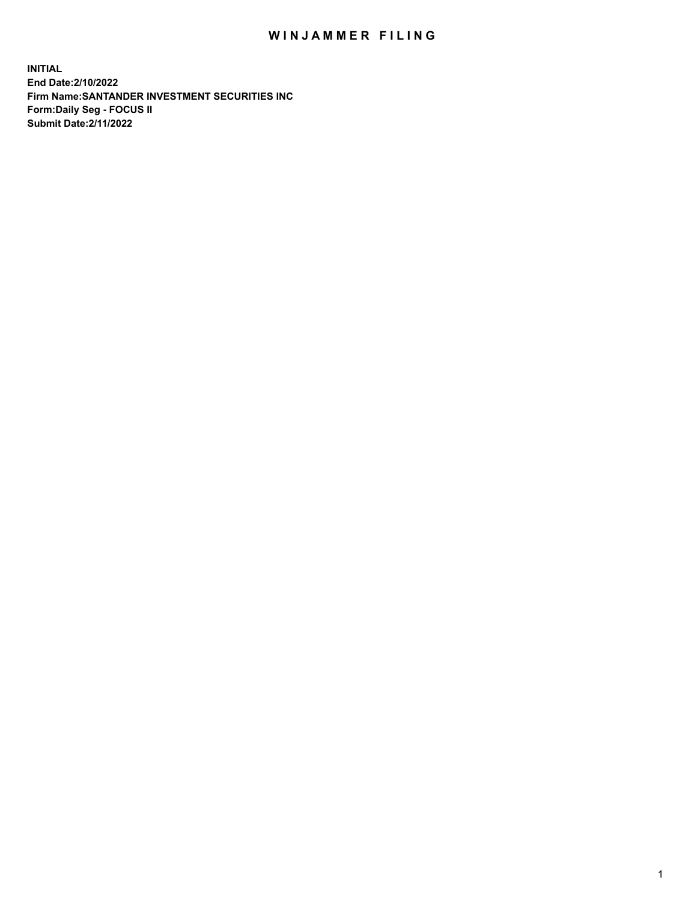# WINJAMMER FILING

**INITIAL**
**End Date:2/10/2022**
**Firm Name:SANTANDER INVESTMENT SECURITIES INC**
**Form:Daily Seg - FOCUS II**
**Submit Date:2/11/2022**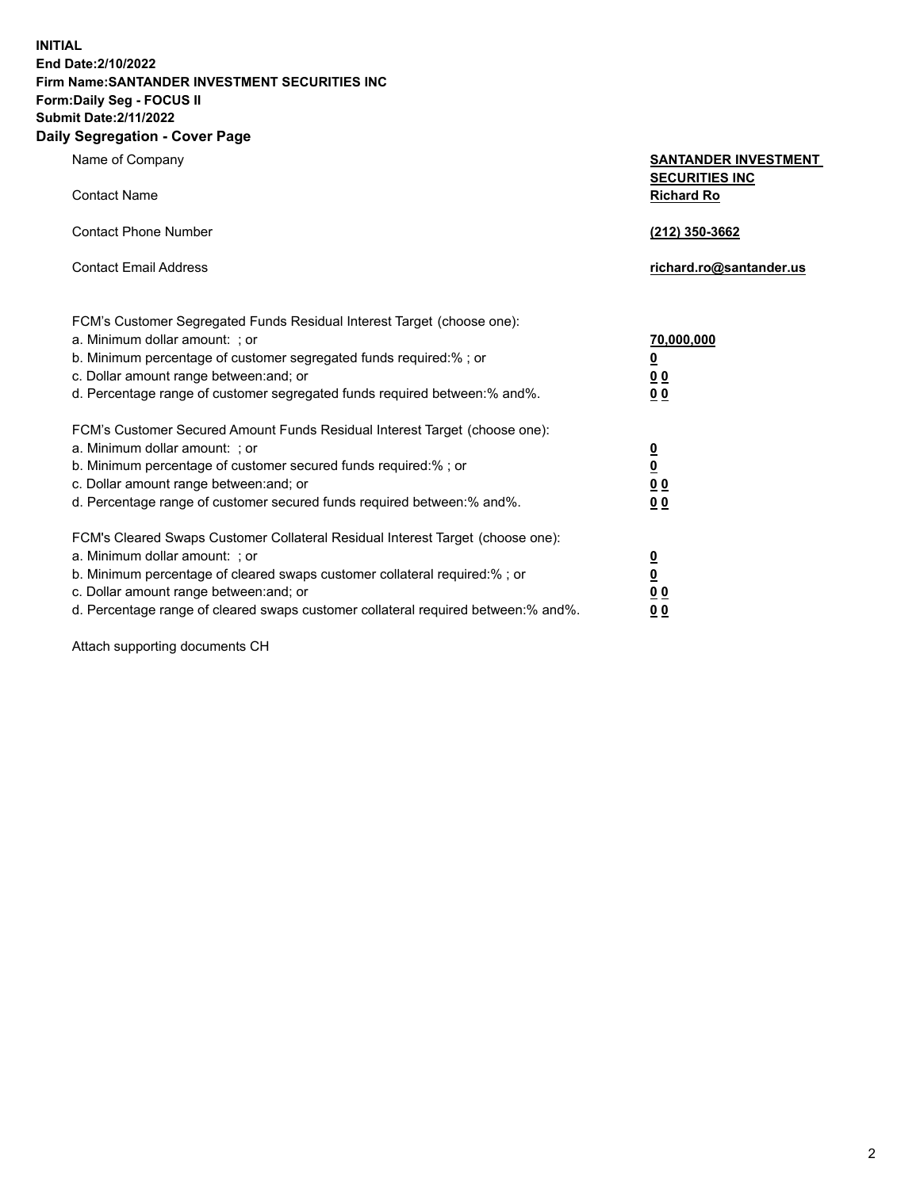**INITIAL**
**End Date:2/10/2022**
**Firm Name:SANTANDER INVESTMENT SECURITIES INC**
**Form:Daily Seg - FOCUS II**
**Submit Date:2/11/2022**

## Daily Segregation - Cover Page

| | |
|---|---|
| Name of Company | **SANTANDER INVESTMENT SECURITIES INC** |
| Contact Name | **Richard Ro** |
| Contact Phone Number | **(212) 350-3662** |
| Contact Email Address | **richard.ro@santander.us** |

| | |
|---|---|
| FCM's Customer Segregated Funds Residual Interest Target (choose one): | |
| a. Minimum dollar amount: ; or | **70,000,000** |
| b. Minimum percentage of customer segregated funds required:% ; or | **0** |
| c. Dollar amount range between:and; or | **0 0** |
| d. Percentage range of customer segregated funds required between:% and%. | **0 0** |
| FCM's Customer Secured Amount Funds Residual Interest Target (choose one): | |
| a. Minimum dollar amount: ; or | **0** |
| b. Minimum percentage of customer secured funds required:% ; or | **0** |
| c. Dollar amount range between:and; or | **0 0** |
| d. Percentage range of customer secured funds required between:% and%. | **0 0** |
| FCM's Cleared Swaps Customer Collateral Residual Interest Target (choose one): | |
| a. Minimum dollar amount: ; or | **0** |
| b. Minimum percentage of cleared swaps customer collateral required:% ; or | **0** |
| c. Dollar amount range between:and; or | **0 0** |
| d. Percentage range of cleared swaps customer collateral required between:% and%. | **0 0** |

Attach supporting documents CH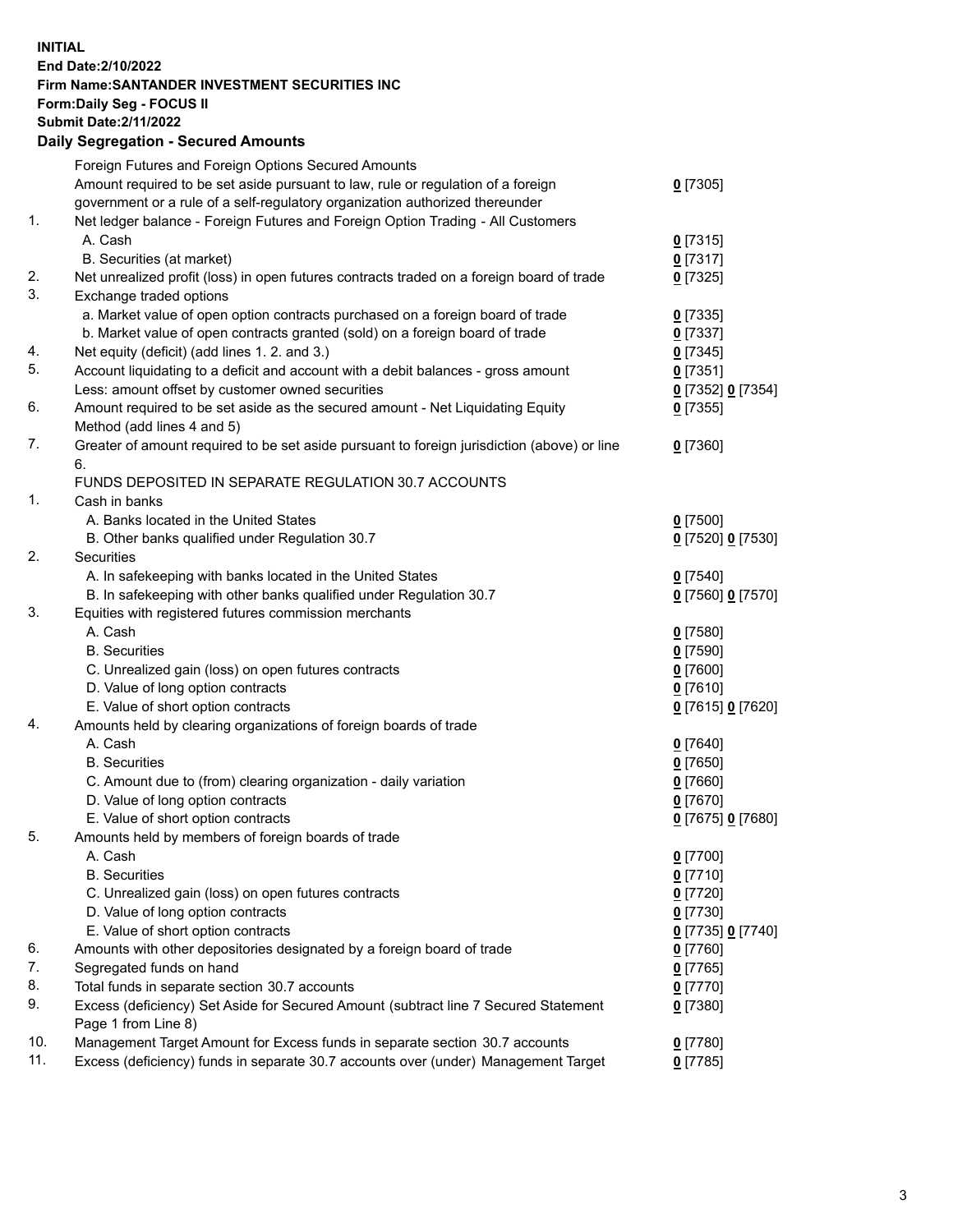**INITIAL**
**End Date:2/10/2022**
**Firm Name:SANTANDER INVESTMENT SECURITIES INC**
**Form:Daily Seg - FOCUS II**
**Submit Date:2/11/2022**

## Daily Segregation - Secured Amounts

| | | |
|---|---|---|
| | Foreign Futures and Foreign Options Secured Amounts | |
| | Amount required to be set aside pursuant to law, rule or regulation of a foreign government or a rule of a self-regulatory organization authorized thereunder | **0** [7305] |
| 1. | Net ledger balance - Foreign Futures and Foreign Option Trading - All Customers | |
| | A. Cash | **0** [7315] |
| | B. Securities (at market) | **0** [7317] |
| 2. | Net unrealized profit (loss) in open futures contracts traded on a foreign board of trade | **0** [7325] |
| 3. | Exchange traded options | |
| | a. Market value of open option contracts purchased on a foreign board of trade | **0** [7335] |
| | b. Market value of open contracts granted (sold) on a foreign board of trade | **0** [7337] |
| 4. | Net equity (deficit) (add lines 1. 2. and 3.) | **0** [7345] |
| 5. | Account liquidating to a deficit and account with a debit balances - gross amount | **0** [7351] |
| | Less: amount offset by customer owned securities | **0** [7352] **0** [7354] |
| 6. | Amount required to be set aside as the secured amount - Net Liquidating Equity Method (add lines 4 and 5) | **0** [7355] |
| 7. | Greater of amount required to be set aside pursuant to foreign jurisdiction (above) or line 6. | **0** [7360] |
| | FUNDS DEPOSITED IN SEPARATE REGULATION 30.7 ACCOUNTS | |
| 1. | Cash in banks | |
| | A. Banks located in the United States | **0** [7500] |
| | B. Other banks qualified under Regulation 30.7 | **0** [7520] **0** [7530] |
| 2. | Securities | |
| | A. In safekeeping with banks located in the United States | **0** [7540] |
| | B. In safekeeping with other banks qualified under Regulation 30.7 | **0** [7560] **0** [7570] |
| 3. | Equities with registered futures commission merchants | |
| | A. Cash | **0** [7580] |
| | B. Securities | **0** [7590] |
| | C. Unrealized gain (loss) on open futures contracts | **0** [7600] |
| | D. Value of long option contracts | **0** [7610] |
| | E. Value of short option contracts | **0** [7615] **0** [7620] |
| 4. | Amounts held by clearing organizations of foreign boards of trade | |
| | A. Cash | **0** [7640] |
| | B. Securities | **0** [7650] |
| | C. Amount due to (from) clearing organization - daily variation | **0** [7660] |
| | D. Value of long option contracts | **0** [7670] |
| | E. Value of short option contracts | **0** [7675] **0** [7680] |
| 5. | Amounts held by members of foreign boards of trade | |
| | A. Cash | **0** [7700] |
| | B. Securities | **0** [7710] |
| | C. Unrealized gain (loss) on open futures contracts | **0** [7720] |
| | D. Value of long option contracts | **0** [7730] |
| | E. Value of short option contracts | **0** [7735] **0** [7740] |
| 6. | Amounts with other depositories designated by a foreign board of trade | **0** [7760] |
| 7. | Segregated funds on hand | **0** [7765] |
| 8. | Total funds in separate section 30.7 accounts | **0** [7770] |
| 9. | Excess (deficiency) Set Aside for Secured Amount (subtract line 7 Secured Statement Page 1 from Line 8) | **0** [7380] |
| 10. | Management Target Amount for Excess funds in separate section 30.7 accounts | **0** [7780] |
| 11. | Excess (deficiency) funds in separate 30.7 accounts over (under) Management Target | **0** [7785] |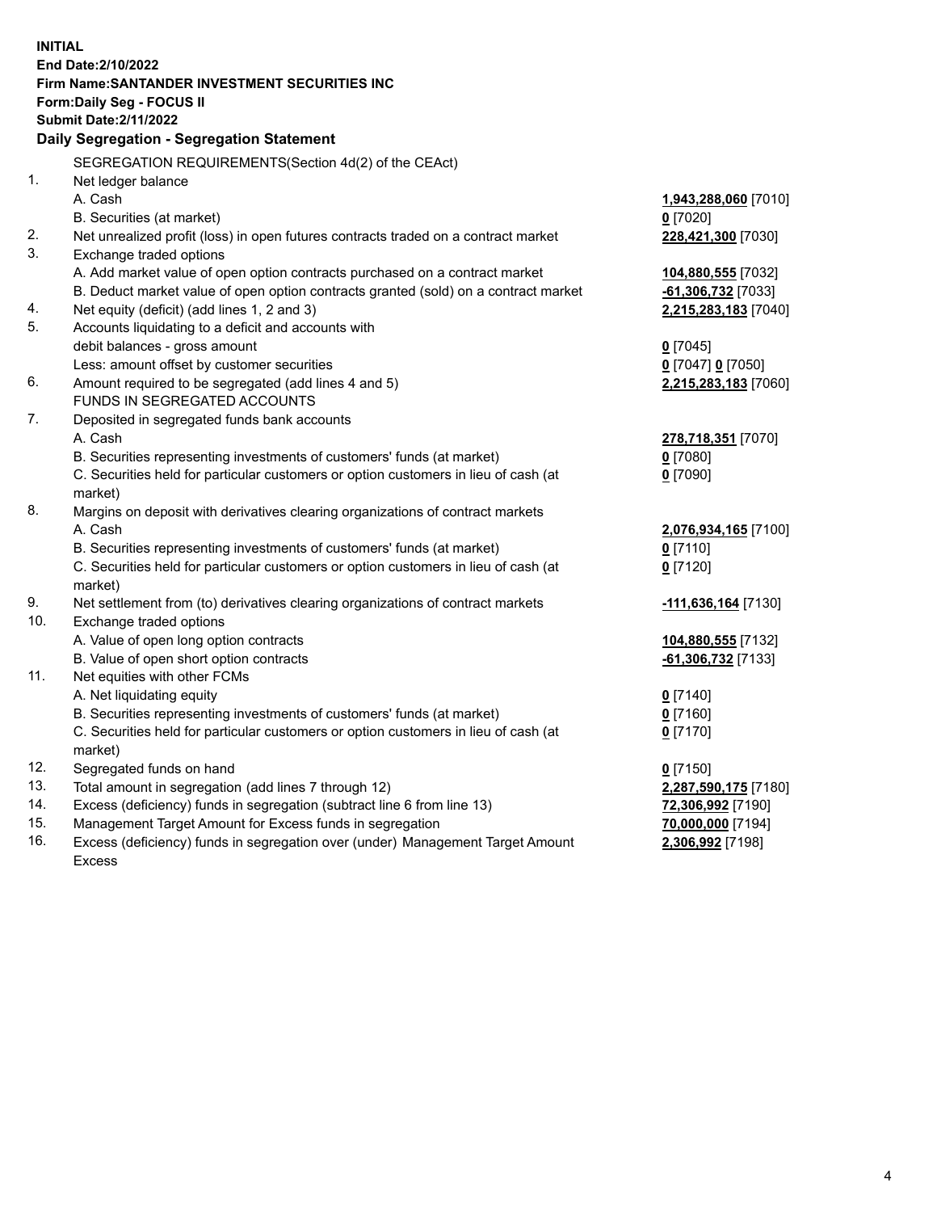**INITIAL**
**End Date:2/10/2022**
**Firm Name:SANTANDER INVESTMENT SECURITIES INC**
**Form:Daily Seg - FOCUS II**
**Submit Date:2/11/2022**

### Daily Segregation - Segregation Statement

SEGREGATION REQUIREMENTS(Section 4d(2) of the CEAct)

| | | |
|---|---|---|
| 1. | Net ledger balance | |
| | A. Cash | **1,943,288,060** [7010] |
| | B. Securities (at market) | **0** [7020] |
| 2. | Net unrealized profit (loss) in open futures contracts traded on a contract market | **228,421,300** [7030] |
| 3. | Exchange traded options | |
| | A. Add market value of open option contracts purchased on a contract market | **104,880,555** [7032] |
| | B. Deduct market value of open option contracts granted (sold) on a contract market | **-61,306,732** [7033] |
| 4. | Net equity (deficit) (add lines 1, 2 and 3) | **2,215,283,183** [7040] |
| 5. | Accounts liquidating to a deficit and accounts with debit balances - gross amount | **0** [7045] |
| | Less: amount offset by customer securities | **0** [7047] **0** [7050] |
| 6. | Amount required to be segregated (add lines 4 and 5) | **2,215,283,183** [7060] |
| | FUNDS IN SEGREGATED ACCOUNTS | |
| 7. | Deposited in segregated funds bank accounts | |
| | A. Cash | **278,718,351** [7070] |
| | B. Securities representing investments of customers' funds (at market) | **0** [7080] |
| | C. Securities held for particular customers or option customers in lieu of cash (at market) | **0** [7090] |
| 8. | Margins on deposit with derivatives clearing organizations of contract markets | |
| | A. Cash | **2,076,934,165** [7100] |
| | B. Securities representing investments of customers' funds (at market) | **0** [7110] |
| | C. Securities held for particular customers or option customers in lieu of cash (at market) | **0** [7120] |
| 9. | Net settlement from (to) derivatives clearing organizations of contract markets | **-111,636,164** [7130] |
| 10. | Exchange traded options | |
| | A. Value of open long option contracts | **104,880,555** [7132] |
| | B. Value of open short option contracts | **-61,306,732** [7133] |
| 11. | Net equities with other FCMs | |
| | A. Net liquidating equity | **0** [7140] |
| | B. Securities representing investments of customers' funds (at market) | **0** [7160] |
| | C. Securities held for particular customers or option customers in lieu of cash (at market) | **0** [7170] |
| 12. | Segregated funds on hand | **0** [7150] |
| 13. | Total amount in segregation (add lines 7 through 12) | **2,287,590,175** [7180] |
| 14. | Excess (deficiency) funds in segregation (subtract line 6 from line 13) | **72,306,992** [7190] |
| 15. | Management Target Amount for Excess funds in segregation | **70,000,000** [7194] |
| 16. | Excess (deficiency) funds in segregation over (under) Management Target Amount Excess | **2,306,992** [7198] |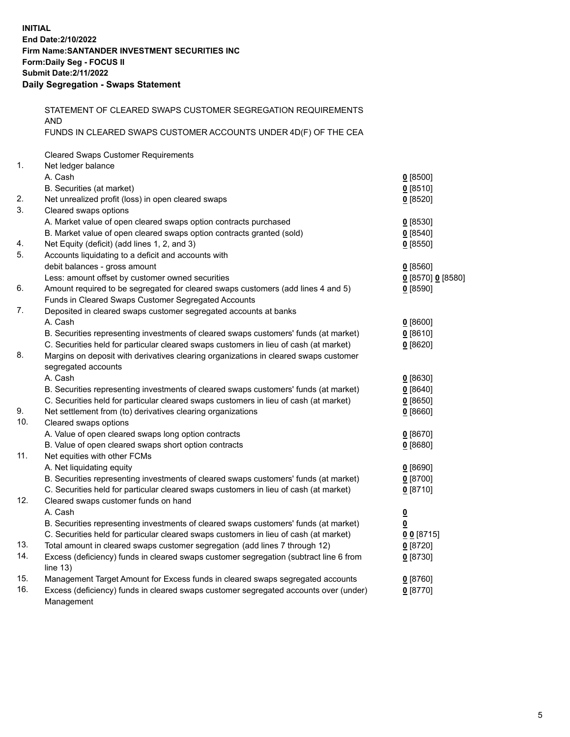**INITIAL**
**End Date:2/10/2022**
**Firm Name:SANTANDER INVESTMENT SECURITIES INC**
**Form:Daily Seg - FOCUS II**
**Submit Date:2/11/2022**
**Daily Segregation - Swaps Statement**

STATEMENT OF CLEARED SWAPS CUSTOMER SEGREGATION REQUIREMENTS AND
FUNDS IN CLEARED SWAPS CUSTOMER ACCOUNTS UNDER 4D(F) OF THE CEA

| | | |
|---|---|---|
| | Cleared Swaps Customer Requirements | |
| 1. | Net ledger balance | |
| | A. Cash | 0 [8500] |
| | B. Securities (at market) | 0 [8510] |
| 2. | Net unrealized profit (loss) in open cleared swaps | 0 [8520] |
| 3. | Cleared swaps options | |
| | A. Market value of open cleared swaps option contracts purchased | 0 [8530] |
| | B. Market value of open cleared swaps option contracts granted (sold) | 0 [8540] |
| 4. | Net Equity (deficit) (add lines 1, 2, and 3) | 0 [8550] |
| 5. | Accounts liquidating to a deficit and accounts with | |
| | debit balances - gross amount | 0 [8560] |
| | Less: amount offset by customer owned securities | 0 [8570] 0 [8580] |
| 6. | Amount required to be segregated for cleared swaps customers (add lines 4 and 5) | 0 [8590] |
| | Funds in Cleared Swaps Customer Segregated Accounts | |
| 7. | Deposited in cleared swaps customer segregated accounts at banks | |
| | A. Cash | 0 [8600] |
| | B. Securities representing investments of cleared swaps customers' funds (at market) | 0 [8610] |
| | C. Securities held for particular cleared swaps customers in lieu of cash (at market) | 0 [8620] |
| 8. | Margins on deposit with derivatives clearing organizations in cleared swaps customer segregated accounts | |
| | A. Cash | 0 [8630] |
| | B. Securities representing investments of cleared swaps customers' funds (at market) | 0 [8640] |
| | C. Securities held for particular cleared swaps customers in lieu of cash (at market) | 0 [8650] |
| 9. | Net settlement from (to) derivatives clearing organizations | 0 [8660] |
| 10. | Cleared swaps options | |
| | A. Value of open cleared swaps long option contracts | 0 [8670] |
| | B. Value of open cleared swaps short option contracts | 0 [8680] |
| 11. | Net equities with other FCMs | |
| | A. Net liquidating equity | 0 [8690] |
| | B. Securities representing investments of cleared swaps customers' funds (at market) | 0 [8700] |
| | C. Securities held for particular cleared swaps customers in lieu of cash (at market) | 0 [8710] |
| 12. | Cleared swaps customer funds on hand | |
| | A. Cash | 0 |
| | B. Securities representing investments of cleared swaps customers' funds (at market) | 0 |
| | C. Securities held for particular cleared swaps customers in lieu of cash (at market) | 0 0 [8715] |
| 13. | Total amount in cleared swaps customer segregation (add lines 7 through 12) | 0 [8720] |
| 14. | Excess (deficiency) funds in cleared swaps customer segregation (subtract line 6 from line 13) | 0 [8730] |
| 15. | Management Target Amount for Excess funds in cleared swaps segregated accounts | 0 [8760] |
| 16. | Excess (deficiency) funds in cleared swaps customer segregated accounts over (under) Management | 0 [8770] |